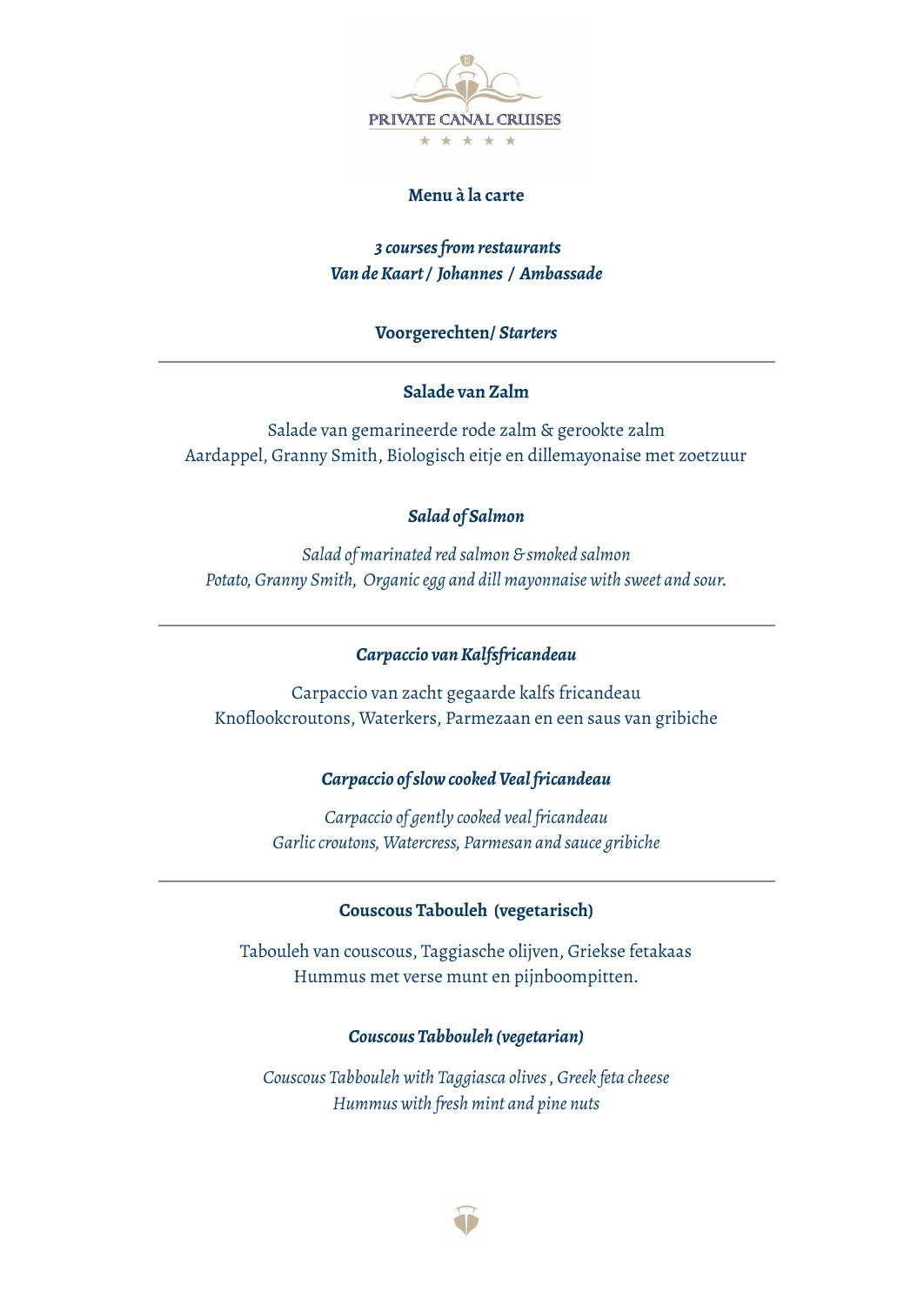PRIVATE CANAL CRUISES

# Menu à la carte

***3 courses from restaurants***
***Van de Kaart / Johannes / Ambassade***

## Voorgerechten/ *Starters*

---

### Salade van Zalm

Salade van gemarineerde rode zalm & gerookte zalm
Aardappel, Granny Smith, Biologisch eitje en dillemayonaise met zoetzuur

### *Salad of Salmon*

*Salad of marinated red salmon & smoked salmon*
*Potato, Granny Smith, Organic egg and dill mayonnaise with sweet and sour.*

---

### *Carpaccio van Kalfsfricandeau*

Carpaccio van zacht gegaarde kalfs fricandeau
Knoflookcroutons, Waterkers, Parmezaan en een saus van gribiche

### *Carpaccio of slow cooked Veal fricandeau*

*Carpaccio of gently cooked veal fricandeau*
*Garlic croutons, Watercress, Parmesan and sauce gribiche*

---

### Couscous Tabouleh (vegetarisch)

Tabouleh van couscous, Taggiasche olijven, Griekse fetakaas
Hummus met verse munt en pijnboompitten.

### *Couscous Tabbouleh (vegetarian)*

*Couscous Tabbouleh with Taggiasca olives , Greek feta cheese*
*Hummus with fresh mint and pine nuts*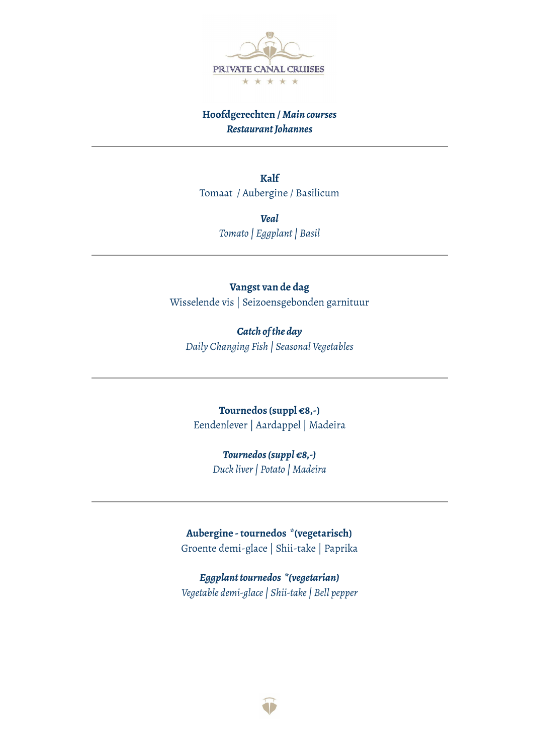PRIVATE CANAL CRUISES

## Hoofdgerechten / *Main courses*

***Restaurant Johannes***

---

**Kalf**

Tomaat / Aubergine / Basilicum

***Veal***

*Tomato | Eggplant | Basil*

---

**Vangst van de dag**

Wisselende vis | Seizoensgebonden garnituur

***Catch of the day***

*Daily Changing Fish | Seasonal Vegetables*

---

**Tournedos (suppl €8,-)**

Eendenlever | Aardappel | Madeira

***Tournedos (suppl €8,-)***

*Duck liver | Potato | Madeira*

---

**Aubergine - tournedos \*(vegetarisch)**

Groente demi-glace | Shii-take | Paprika

***Eggplant tournedos \*(vegetarian)***

*Vegetable demi-glace | Shii-take | Bell pepper*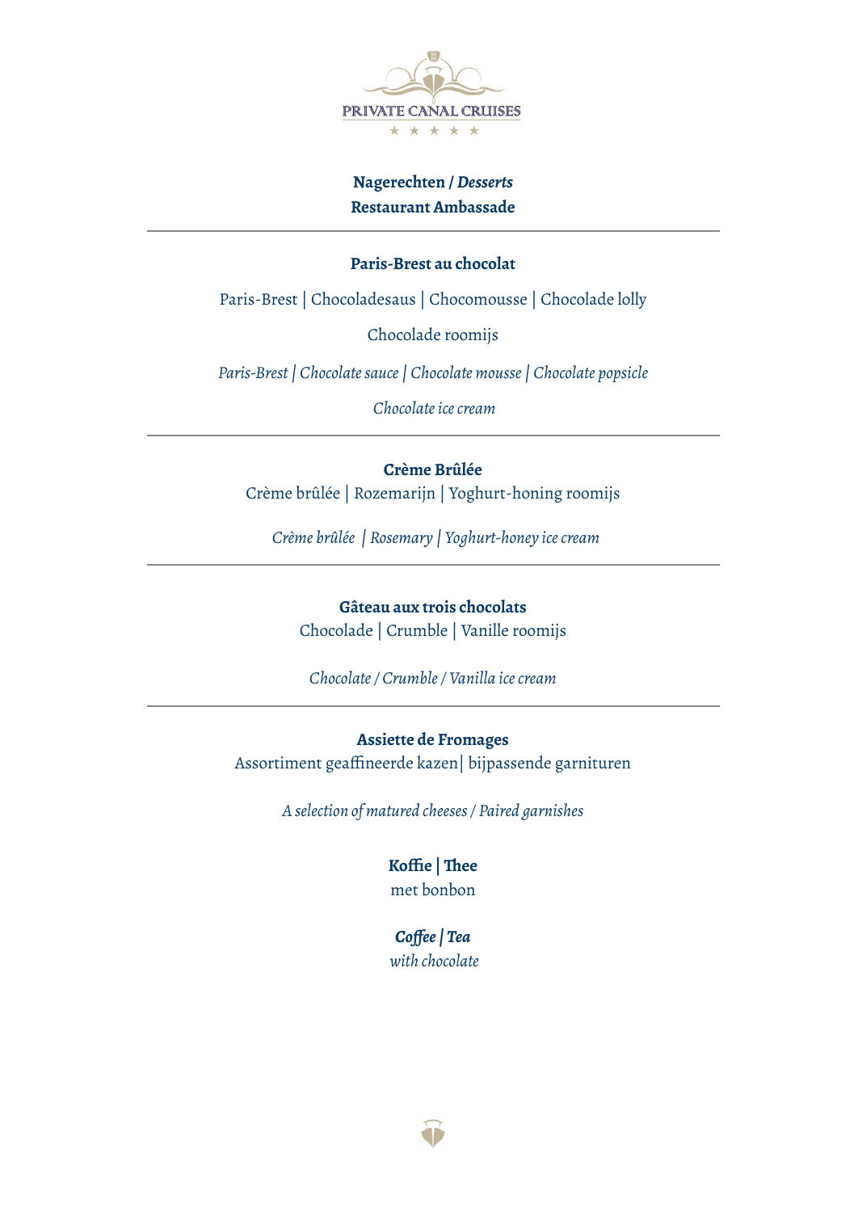PRIVATE CANAL CRUISES

**Nagerechten / *Desserts***
**Restaurant Ambassade**

---

**Paris-Brest au chocolat**

Paris-Brest | Chocoladesaus | Chocomousse | Chocolade lolly

Chocolade roomijs

*Paris-Brest | Chocolate sauce | Chocolate mousse | Chocolate popsicle*

*Chocolate ice cream*

---

**Crème Brûlée**
Crème brûlée | Rozemarijn | Yoghurt-honing roomijs

*Crème brûlée | Rosemary | Yoghurt-honey ice cream*

---

**Gâteau aux trois chocolats**
Chocolade | Crumble | Vanille roomijs

*Chocolate / Crumble / Vanilla ice cream*

---

**Assiette de Fromages**
Assortiment geaffineerde kazen| bijpassende garnituren

*A selection of matured cheeses / Paired garnishes*

**Koffie | Thee**
met bonbon

***Coffee | Tea***
*with chocolate*